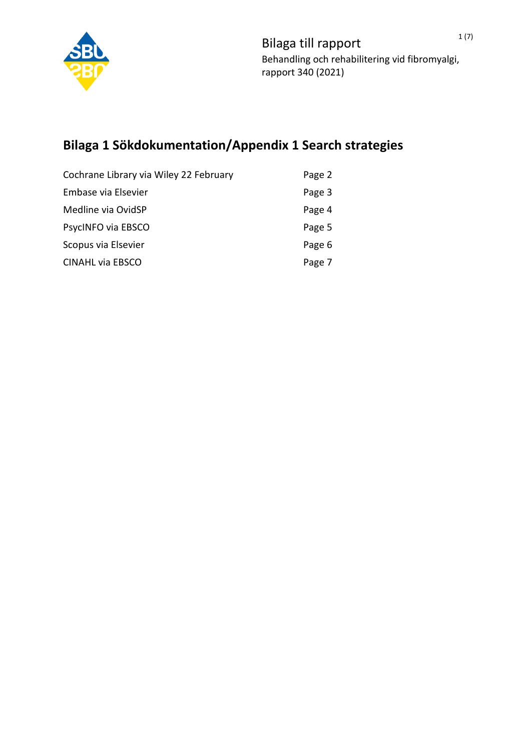Bilaga till rapport
Behandling och rehabilitering vid fibromyalgi, rapport 340 (2021)

# Bilaga 1 Sökdokumentation/Appendix 1 Search strategies

| | |
|---|---|
| Cochrane Library via Wiley 22 February | Page 2 |
| Embase via Elsevier | Page 3 |
| Medline via OvidSP | Page 4 |
| PsycINFO via EBSCO | Page 5 |
| Scopus via Elsevier | Page 6 |
| CINAHL via EBSCO | Page 7 |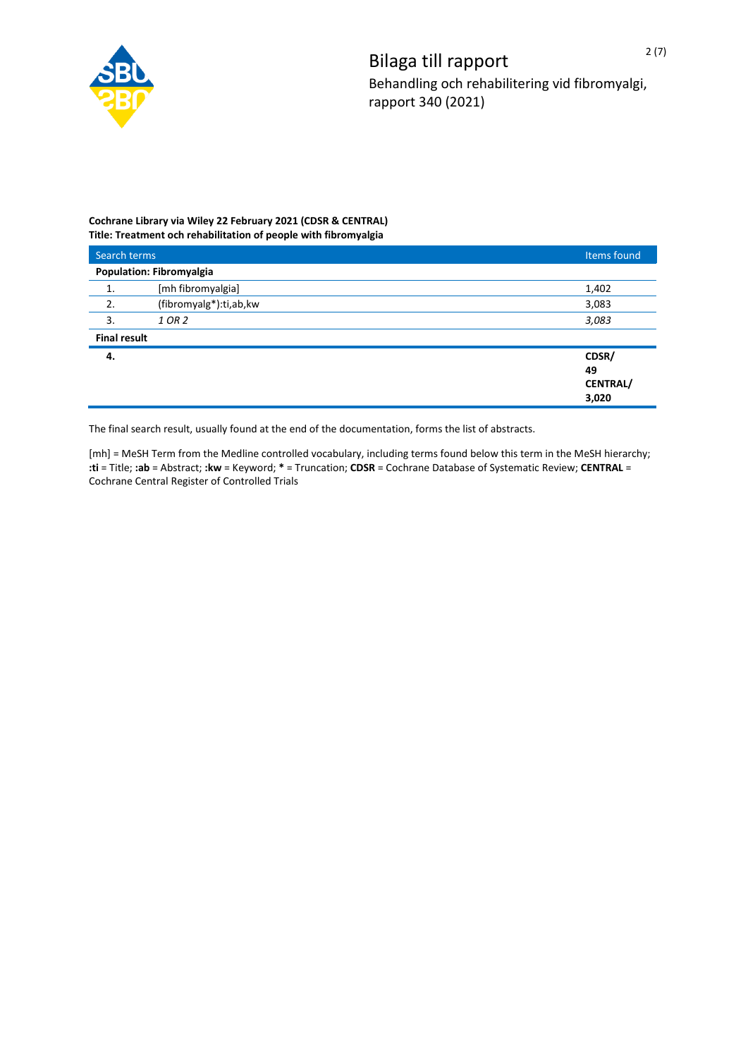**Cochrane Library via Wiley 22 February 2021 (CDSR & CENTRAL)**
**Title: Treatment och rehabilitation of people with fibromyalgia**

| Search terms | | Items found |
|---|---|---|
| **Population: Fibromyalgia** | | |
| 1. | [mh fibromyalgia] | 1,402 |
| 2. | (fibromyalg*):ti,ab,kw | 3,083 |
| 3. | *1 OR 2* | *3,083* |
| **Final result** | | |
| **4.** | | **CDSR/ 49 CENTRAL/ 3,020** |

The final search result, usually found at the end of the documentation, forms the list of abstracts.

[mh] = MeSH Term from the Medline controlled vocabulary, including terms found below this term in the MeSH hierarchy; **:ti** = Title; **:ab** = Abstract; **:kw** = Keyword; **\*** = Truncation; **CDSR** = Cochrane Database of Systematic Review; **CENTRAL** = Cochrane Central Register of Controlled Trials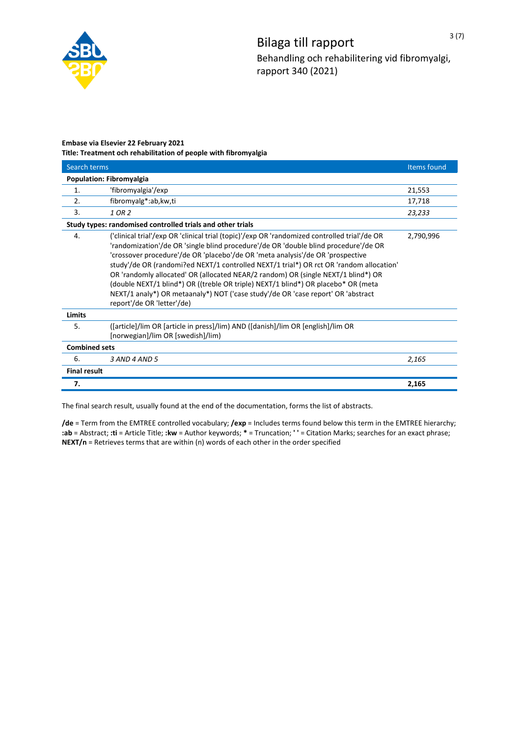**Embase via Elsevier 22 February 2021**
**Title: Treatment och rehabilitation of people with fibromyalgia**

| Search terms | | Items found |
|---|---|---|
| **Population: Fibromyalgia** | | |
| 1. | 'fibromyalgia'/exp | 21,553 |
| 2. | fibromyalg*:ab,kw,ti | 17,718 |
| 3. | *1 OR 2* | *23,233* |
| **Study types: randomised controlled trials and other trials** | | |
| 4. | ('clinical trial'/exp OR 'clinical trial (topic)'/exp OR 'randomized controlled trial'/de OR 'randomization'/de OR 'single blind procedure'/de OR 'double blind procedure'/de OR 'crossover procedure'/de OR 'placebo'/de OR 'meta analysis'/de OR 'prospective study'/de OR (randomi?ed NEXT/1 controlled NEXT/1 trial*) OR rct OR 'random allocation' OR 'randomly allocated' OR (allocated NEAR/2 random) OR (single NEXT/1 blind*) OR (double NEXT/1 blind*) OR ((treble OR triple) NEXT/1 blind*) OR placebo* OR (meta NEXT/1 analy*) OR metaanaly*) NOT ('case study'/de OR 'case report' OR 'abstract report'/de OR 'letter'/de) | 2,790,996 |
| **Limits** | | |
| 5. | ([article]/lim OR [article in press]/lim) AND ([danish]/lim OR [english]/lim OR [norwegian]/lim OR [swedish]/lim) | |
| **Combined sets** | | |
| 6. | *3 AND 4 AND 5* | *2,165* |
| **Final result** | | |
| **7.** | | **2,165** |

The final search result, usually found at the end of the documentation, forms the list of abstracts.

**/de** = Term from the EMTREE controlled vocabulary; **/exp** = Includes terms found below this term in the EMTREE hierarchy; **:ab** = Abstract; **:ti** = Article Title; **:kw** = Author keywords; **\*** = Truncation; **' '** = Citation Marks; searches for an exact phrase; **NEXT/n** = Retrieves terms that are within (n) words of each other in the order specified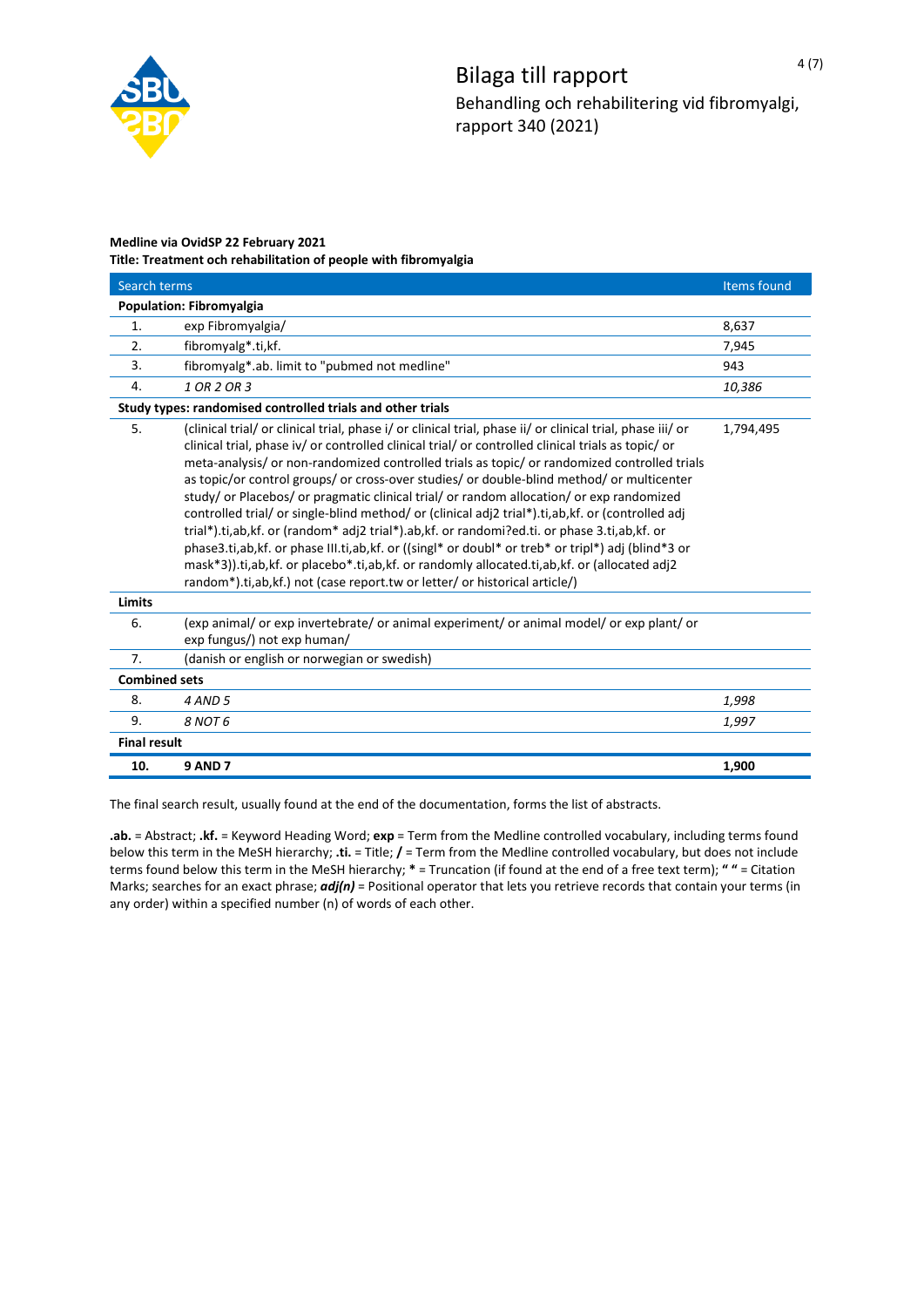**Medline via OvidSP 22 February 2021**
**Title: Treatment och rehabilitation of people with fibromyalgia**

| | Search terms | Items found |
|---|---|---|
| **Population: Fibromyalgia** | | |
| 1. | exp Fibromyalgia/ | 8,637 |
| 2. | fibromyalg*.ti,kf. | 7,945 |
| 3. | fibromyalg*.ab. limit to "pubmed not medline" | 943 |
| 4. | *1 OR 2 OR 3* | *10,386* |
| **Study types: randomised controlled trials and other trials** | | |
| 5. | (clinical trial/ or clinical trial, phase i/ or clinical trial, phase ii/ or clinical trial, phase iii/ or clinical trial, phase iv/ or controlled clinical trial/ or controlled clinical trials as topic/ or meta-analysis/ or non-randomized controlled trials as topic/ or randomized controlled trials as topic/or control groups/ or cross-over studies/ or double-blind method/ or multicenter study/ or Placebos/ or pragmatic clinical trial/ or random allocation/ or exp randomized controlled trial/ or single-blind method/ or (clinical adj2 trial*).ti,ab,kf. or (controlled adj trial*).ti,ab,kf. or (random* adj2 trial*).ab,kf. or randomi?ed.ti. or phase 3.ti,ab,kf. or phase3.ti,ab,kf. or phase III.ti,ab,kf. or ((singl* or doubl* or treb* or tripl*) adj (blind*3 or mask*3)).ti,ab,kf. or placebo*.ti,ab,kf. or randomly allocated.ti,ab,kf. or (allocated adj2 random*).ti,ab,kf.) not (case report.tw or letter/ or historical article/) | 1,794,495 |
| **Limits** | | |
| 6. | (exp animal/ or exp invertebrate/ or animal experiment/ or animal model/ or exp plant/ or exp fungus/) not exp human/ | |
| 7. | (danish or english or norwegian or swedish) | |
| **Combined sets** | | |
| 8. | *4 AND 5* | *1,998* |
| 9. | *8 NOT 6* | *1,997* |
| **Final result** | | |
| **10.** | **9 AND 7** | **1,900** |

The final search result, usually found at the end of the documentation, forms the list of abstracts.

**.ab.** = Abstract; **.kf.** = Keyword Heading Word; **exp** = Term from the Medline controlled vocabulary, including terms found below this term in the MeSH hierarchy; **.ti.** = Title; **/** = Term from the Medline controlled vocabulary, but does not include terms found below this term in the MeSH hierarchy; **\*** = Truncation (if found at the end of a free text term); **" "** = Citation Marks; searches for an exact phrase; ***adj(n)*** = Positional operator that lets you retrieve records that contain your terms (in any order) within a specified number (n) of words of each other.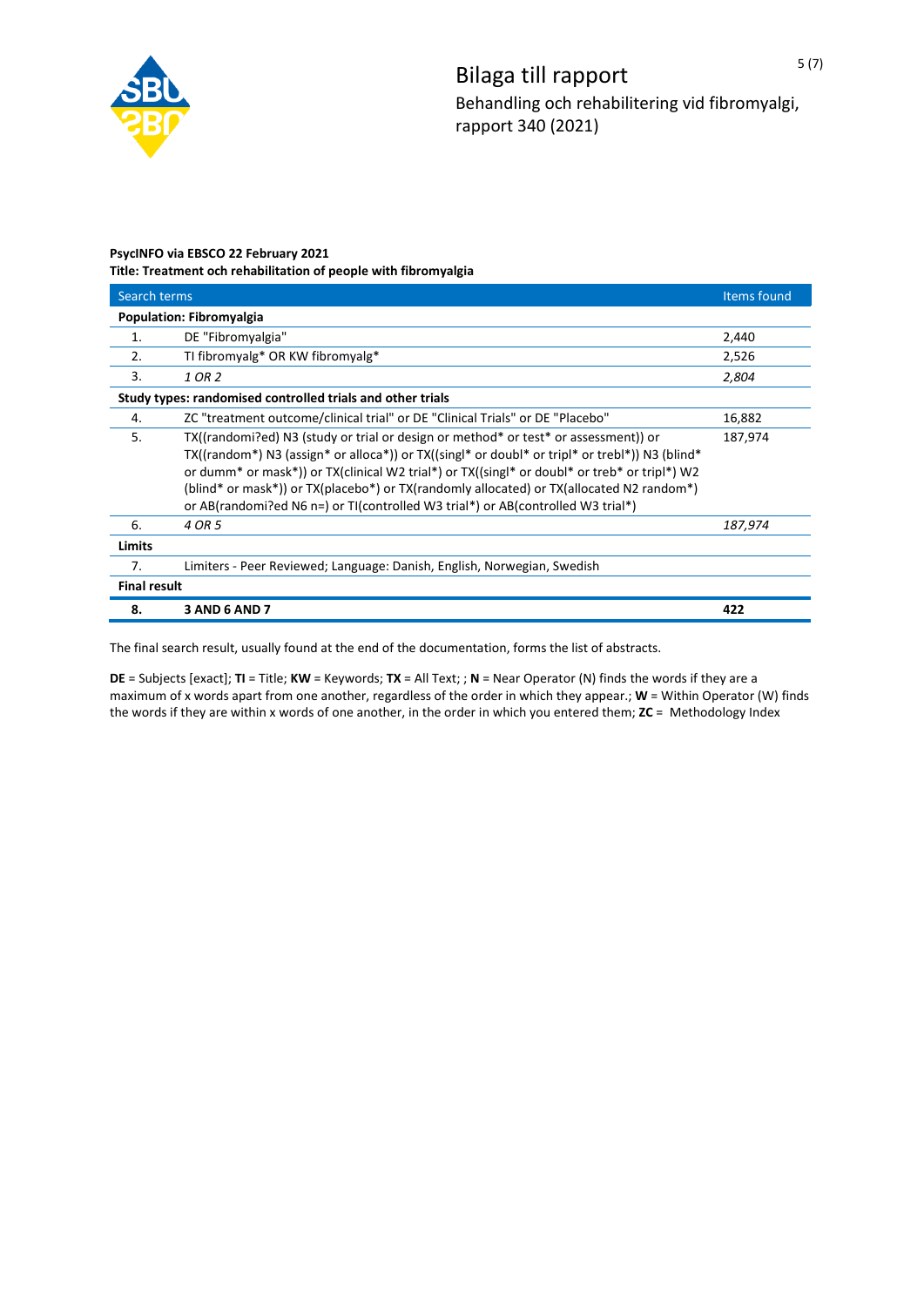**PsycINFO via EBSCO 22 February 2021**
**Title: Treatment och rehabilitation of people with fibromyalgia**

| | Search terms | Items found |
|---|---|---|
| **Population: Fibromyalgia** | | |
| 1. | DE "Fibromyalgia" | 2,440 |
| 2. | TI fibromyalg* OR KW fibromyalg* | 2,526 |
| 3. | *1 OR 2* | *2,804* |
| **Study types: randomised controlled trials and other trials** | | |
| 4. | ZC "treatment outcome/clinical trial" or DE "Clinical Trials" or DE "Placebo" | 16,882 |
| 5. | TX((randomi?ed) N3 (study or trial or design or method* or test* or assessment)) or TX((random*) N3 (assign* or alloca*)) or TX((singl* or doubl* or tripl* or trebl*)) N3 (blind* or dumm* or mask*)) or TX(clinical W2 trial*) or TX((singl* or doubl* or treb* or tripl*) W2 (blind* or mask*)) or TX(placebo*) or TX(randomly allocated) or TX(allocated N2 random*) or AB(randomi?ed N6 n=) or TI(controlled W3 trial*) or AB(controlled W3 trial*) | 187,974 |
| 6. | *4 OR 5* | *187,974* |
| **Limits** | | |
| 7. | Limiters - Peer Reviewed; Language: Danish, English, Norwegian, Swedish | |
| **Final result** | | |
| **8.** | **3 AND 6 AND 7** | **422** |

The final search result, usually found at the end of the documentation, forms the list of abstracts.

**DE** = Subjects [exact]; **TI** = Title; **KW** = Keywords; **TX** = All Text; ; **N** = Near Operator (N) finds the words if they are a maximum of x words apart from one another, regardless of the order in which they appear.; **W** = Within Operator (W) finds the words if they are within x words of one another, in the order in which you entered them; **ZC** = Methodology Index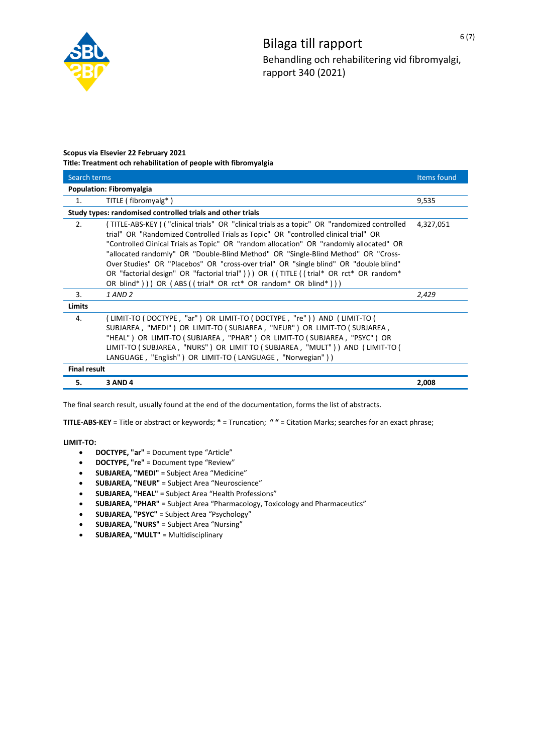**Scopus via Elsevier 22 February 2021**
**Title: Treatment och rehabilitation of people with fibromyalgia**

| | Search terms | Items found |
|---|---|---|
| **Population: Fibromyalgia** | | |
| 1. | TITLE ( fibromyalg* ) | 9,535 |
| **Study types: randomised controlled trials and other trials** | | |
| 2. | ( TITLE-ABS-KEY ( ( "clinical trials" OR "clinical trials as a topic" OR "randomized controlled trial" OR "Randomized Controlled Trials as Topic" OR "controlled clinical trial" OR "Controlled Clinical Trials as Topic" OR "random allocation" OR "randomly allocated" OR "allocated randomly" OR "Double-Blind Method" OR "Single-Blind Method" OR "Cross-Over Studies" OR "Placebos" OR "cross-over trial" OR "single blind" OR "double blind" OR "factorial design" OR "factorial trial" ) ) ) OR ( ( TITLE ( ( trial* OR rct* OR random* OR blind* ) ) ) OR ( ABS ( ( trial* OR rct* OR random* OR blind* ) ) ) | 4,327,051 |
| 3. | *1 AND 2* | *2,429* |
| **Limits** | | |
| 4. | ( LIMIT-TO ( DOCTYPE , "ar" ) OR LIMIT-TO ( DOCTYPE , "re" ) ) AND ( LIMIT-TO ( SUBJAREA , "MEDI" ) OR LIMIT-TO ( SUBJAREA , "NEUR" ) OR LIMIT-TO ( SUBJAREA , "HEAL" ) OR LIMIT-TO ( SUBJAREA , "PHAR" ) OR LIMIT-TO ( SUBJAREA , "PSYC" ) OR LIMIT-TO ( SUBJAREA , "NURS" ) OR LIMIT TO ( SUBJAREA , "MULT" ) ) AND ( LIMIT-TO ( LANGUAGE , "English" ) OR LIMIT-TO ( LANGUAGE , "Norwegian" ) ) | |
| **Final result** | | |
| **5.** | **3 AND 4** | **2,008** |

The final search result, usually found at the end of the documentation, forms the list of abstracts.

**TITLE-ABS-KEY** = Title or abstract or keywords; **\*** = Truncation; **" "** = Citation Marks; searches for an exact phrase;

**LIMIT-TO:**

- **DOCTYPE, "ar"** = Document type "Article"
- **DOCTYPE, "re"** = Document type "Review"
- **SUBJAREA, "MEDI"** = Subject Area "Medicine"
- **SUBJAREA, "NEUR"** = Subject Area "Neuroscience"
- **SUBJAREA, "HEAL"** = Subject Area "Health Professions"
- **SUBJAREA, "PHAR"** = Subject Area "Pharmacology, Toxicology and Pharmaceutics"
- **SUBJAREA, "PSYC"** = Subject Area "Psychology"
- **SUBJAREA, "NURS"** = Subject Area "Nursing"
- **SUBJAREA, "MULT"** = Multidisciplinary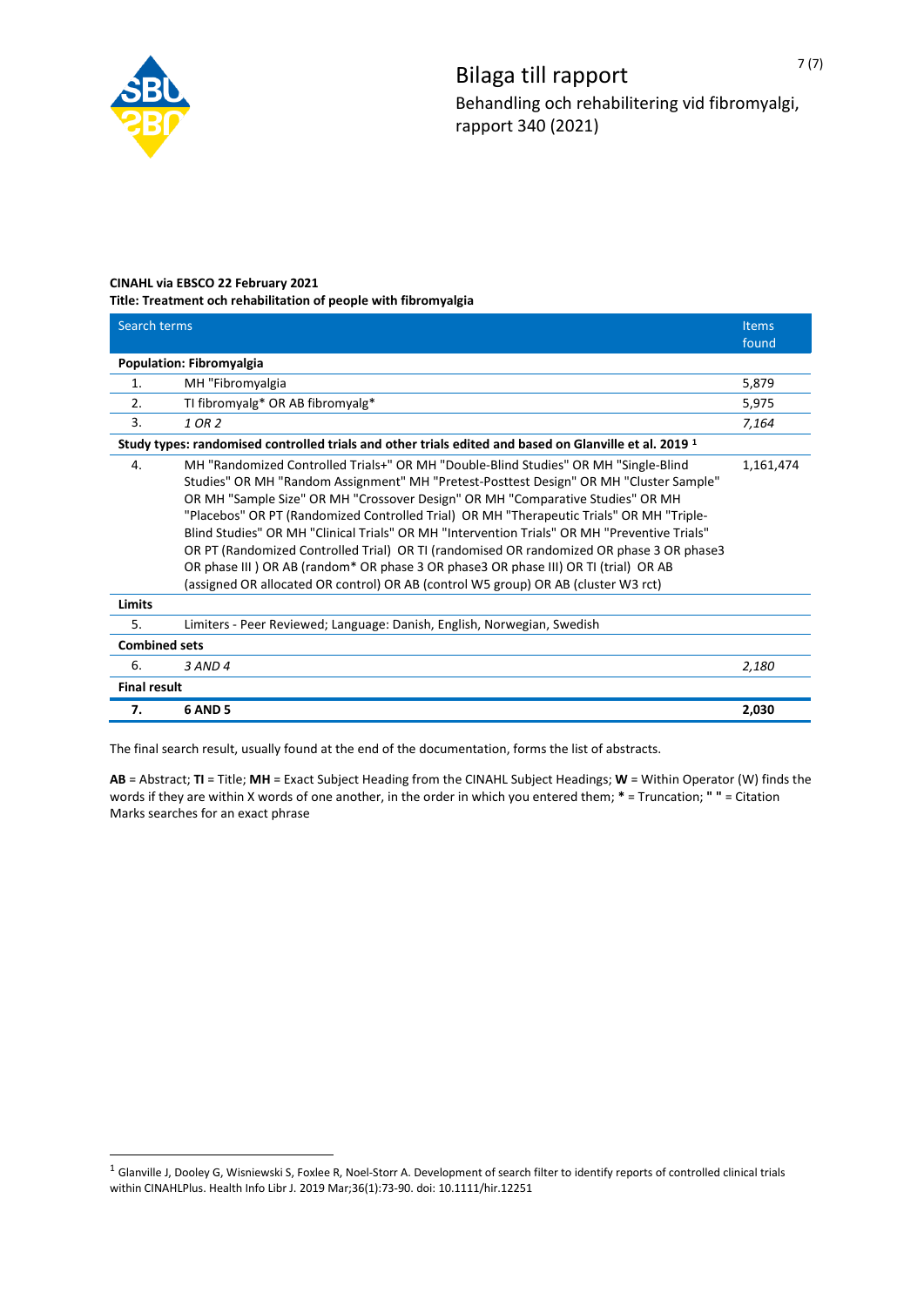**CINAHL via EBSCO 22 February 2021**
**Title: Treatment och rehabilitation of people with fibromyalgia**

| Search terms | | Items found |
|---|---|---|
| **Population: Fibromyalgia** | | |
| 1. | MH "Fibromyalgia | 5,879 |
| 2. | TI fibromyalg* OR AB fibromyalg* | 5,975 |
| 3. | *1 OR 2* | *7,164* |
| **Study types: randomised controlled trials and other trials edited and based on Glanville et al. 2019 [1]** | | |
| 4. | MH "Randomized Controlled Trials+" OR MH "Double-Blind Studies" OR MH "Single-Blind Studies" OR MH "Random Assignment" MH "Pretest-Posttest Design" OR MH "Cluster Sample" OR MH "Sample Size" OR MH "Crossover Design" OR MH "Comparative Studies" OR MH "Placebos" OR PT (Randomized Controlled Trial) OR MH "Therapeutic Trials" OR MH "Triple-Blind Studies" OR MH "Clinical Trials" OR MH "Intervention Trials" OR MH "Preventive Trials" OR PT (Randomized Controlled Trial) OR TI (randomised OR randomized OR phase 3 OR phase3 OR phase III ) OR AB (random* OR phase 3 OR phase3 OR phase III) OR TI (trial) OR AB (assigned OR allocated OR control) OR AB (control W5 group) OR AB (cluster W3 rct) | 1,161,474 |
| **Limits** | | |
| 5. | Limiters - Peer Reviewed; Language: Danish, English, Norwegian, Swedish | |
| **Combined sets** | | |
| 6. | *3 AND 4* | *2,180* |
| **Final result** | | |
| **7.** | **6 AND 5** | **2,030** |

The final search result, usually found at the end of the documentation, forms the list of abstracts.

**AB** = Abstract; **TI** = Title; **MH** = Exact Subject Heading from the CINAHL Subject Headings; **W** = Within Operator (W) finds the words if they are within X words of one another, in the order in which you entered them; **\*** = Truncation; **" "** = Citation Marks searches for an exact phrase

[1] Glanville J, Dooley G, Wisniewski S, Foxlee R, Noel-Storr A. Development of search filter to identify reports of controlled clinical trials within CINAHLPlus. Health Info Libr J. 2019 Mar;36(1):73-90. doi: 10.1111/hir.12251